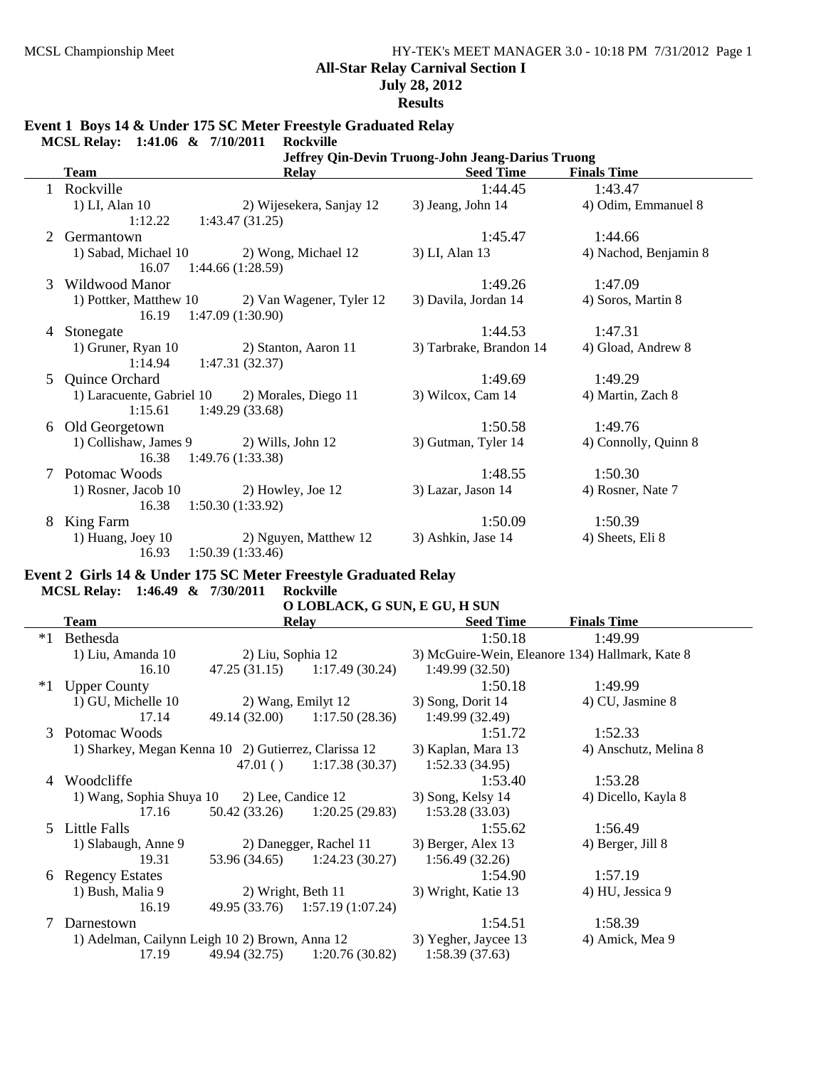MCSL Championship Meet

## All-Star Relay Carnival Section I

**July 28, 2012**

**Results**

### Event 1 Boys 14 & Under 175 SC Meter Freestyle Graduated Relay

**MCSL Relay: 1:41.06 & 7/10/2011 Rockville**
**Jeffrey Qin-Devin Truong-John Jeang-Darius Truong**

| | Team | Relay | Seed Time | Finals Time |
|---|---|---|---|---|
| 1 | Rockville | | 1:44.45 | 1:43.47 |
| | 1) LI, Alan 10 | 2) Wijesekera, Sanjay 12 | 3) Jeang, John 14 | 4) Odim, Emmanuel 8 |
| | 1:12.22 | 1:43.47 (31.25) | | |
| 2 | Germantown | | 1:45.47 | 1:44.66 |
| | 1) Sabad, Michael 10 | 2) Wong, Michael 12 | 3) LI, Alan 13 | 4) Nachod, Benjamin 8 |
| | 16.07 | 1:44.66 (1:28.59) | | |
| 3 | Wildwood Manor | | 1:49.26 | 1:47.09 |
| | 1) Pottker, Matthew 10 | 2) Van Wagener, Tyler 12 | 3) Davila, Jordan 14 | 4) Soros, Martin 8 |
| | 16.19 | 1:47.09 (1:30.90) | | |
| 4 | Stonegate | | 1:44.53 | 1:47.31 |
| | 1) Gruner, Ryan 10 | 2) Stanton, Aaron 11 | 3) Tarbrake, Brandon 14 | 4) Gload, Andrew 8 |
| | 1:14.94 | 1:47.31 (32.37) | | |
| 5 | Quince Orchard | | 1:49.69 | 1:49.29 |
| | 1) Laracuente, Gabriel 10 | 2) Morales, Diego 11 | 3) Wilcox, Cam 14 | 4) Martin, Zach 8 |
| | 1:15.61 | 1:49.29 (33.68) | | |
| 6 | Old Georgetown | | 1:50.58 | 1:49.76 |
| | 1) Collishaw, James 9 | 2) Wills, John 12 | 3) Gutman, Tyler 14 | 4) Connolly, Quinn 8 |
| | 16.38 | 1:49.76 (1:33.38) | | |
| 7 | Potomac Woods | | 1:48.55 | 1:50.30 |
| | 1) Rosner, Jacob 10 | 2) Howley, Joe 12 | 3) Lazar, Jason 14 | 4) Rosner, Nate 7 |
| | 16.38 | 1:50.30 (1:33.92) | | |
| 8 | King Farm | | 1:50.09 | 1:50.39 |
| | 1) Huang, Joey 10 | 2) Nguyen, Matthew 12 | 3) Ashkin, Jase 14 | 4) Sheets, Eli 8 |
| | 16.93 | 1:50.39 (1:33.46) | | |

### Event 2 Girls 14 & Under 175 SC Meter Freestyle Graduated Relay

**MCSL Relay: 1:46.49 & 7/30/2011 Rockville**
**O LOBLACK, G SUN, E GU, H SUN**

| | Team | Relay | | Seed Time | Finals Time |
|---|---|---|---|---|---|
| *1 | Bethesda | | | 1:50.18 | 1:49.99 |
| | 1) Liu, Amanda 10 | 2) Liu, Sophia 12 | | 3) McGuire-Wein, Eleanore 13 | 4) Hallmark, Kate 8 |
| | 16.10 | 47.25 (31.15) | 1:17.49 (30.24) | 1:49.99 (32.50) | |
| *1 | Upper County | | | 1:50.18 | 1:49.99 |
| | 1) GU, Michelle 10 | 2) Wang, Emilyt 12 | | 3) Song, Dorit 14 | 4) CU, Jasmine 8 |
| | 17.14 | 49.14 (32.00) | 1:17.50 (28.36) | 1:49.99 (32.49) | |
| 3 | Potomac Woods | | | 1:51.72 | 1:52.33 |
| | 1) Sharkey, Megan Kenna 10 | 2) Gutierrez, Clarissa 12 | | 3) Kaplan, Mara 13 | 4) Anschutz, Melina 8 |
| | | 47.01 ( ) | 1:17.38 (30.37) | 1:52.33 (34.95) | |
| 4 | Woodcliffe | | | 1:53.40 | 1:53.28 |
| | 1) Wang, Sophia Shuya 10 | 2) Lee, Candice 12 | | 3) Song, Kelsy 14 | 4) Dicello, Kayla 8 |
| | 17.16 | 50.42 (33.26) | 1:20.25 (29.83) | 1:53.28 (33.03) | |
| 5 | Little Falls | | | 1:55.62 | 1:56.49 |
| | 1) Slabaugh, Anne 9 | 2) Danegger, Rachel 11 | | 3) Berger, Alex 13 | 4) Berger, Jill 8 |
| | 19.31 | 53.96 (34.65) | 1:24.23 (30.27) | 1:56.49 (32.26) | |
| 6 | Regency Estates | | | 1:54.90 | 1:57.19 |
| | 1) Bush, Malia 9 | 2) Wright, Beth 11 | | 3) Wright, Katie 13 | 4) HU, Jessica 9 |
| | 16.19 | 49.95 (33.76) | 1:57.19 (1:07.24) | | |
| 7 | Darnestown | | | 1:54.51 | 1:58.39 |
| | 1) Adelman, Cailynn Leigh 10 | 2) Brown, Anna 12 | | 3) Yegher, Jaycee 13 | 4) Amick, Mea 9 |
| | 17.19 | 49.94 (32.75) | 1:20.76 (30.82) | 1:58.39 (37.63) | |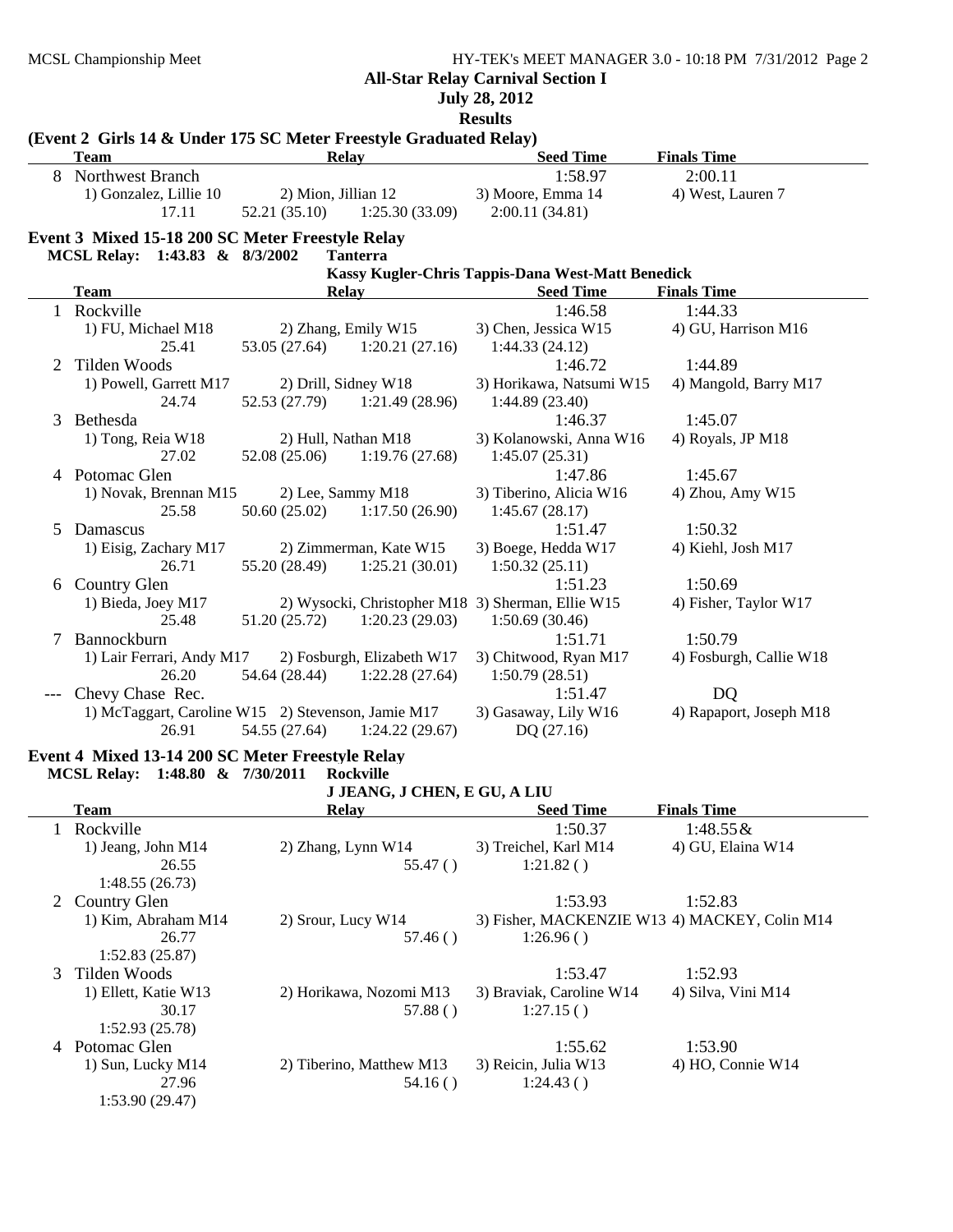**All-Star Relay Carnival Section I**

**July 28, 2012**

**Results**

### (Event 2 Girls 14 & Under 175 SC Meter Freestyle Graduated Relay)

| | Team | Relay | | Seed Time | Finals Time |
|---|---|---|---|---|---|
| 8 | Northwest Branch | | | 1:58.97 | 2:00.11 |
| | 1) Gonzalez, Lillie 10 | 2) Mion, Jillian 12 | | 3) Moore, Emma 14 | 4) West, Lauren 7 |
| | 17.11 | 52.21 (35.10) | 1:25.30 (33.09) | 2:00.11 (34.81) | |

### Event 3 Mixed 15-18 200 SC Meter Freestyle Relay

**MCSL Relay: 1:43.83 & 8/3/2002 Tanterra**

**Kassy Kugler-Chris Tappis-Dana West-Matt Benedick**

| | Team | Relay | | Seed Time | Finals Time |
|---|---|---|---|---|---|
| 1 | Rockville | | | 1:46.58 | 1:44.33 |
| | 1) FU, Michael M18 | 2) Zhang, Emily W15 | | 3) Chen, Jessica W15 | 4) GU, Harrison M16 |
| | 25.41 | 53.05 (27.64) | 1:20.21 (27.16) | 1:44.33 (24.12) | |
| 2 | Tilden Woods | | | 1:46.72 | 1:44.89 |
| | 1) Powell, Garrett M17 | 2) Drill, Sidney W18 | | 3) Horikawa, Natsumi W15 | 4) Mangold, Barry M17 |
| | 24.74 | 52.53 (27.79) | 1:21.49 (28.96) | 1:44.89 (23.40) | |
| 3 | Bethesda | | | 1:46.37 | 1:45.07 |
| | 1) Tong, Reia W18 | 2) Hull, Nathan M18 | | 3) Kolanowski, Anna W16 | 4) Royals, JP M18 |
| | 27.02 | 52.08 (25.06) | 1:19.76 (27.68) | 1:45.07 (25.31) | |
| 4 | Potomac Glen | | | 1:47.86 | 1:45.67 |
| | 1) Novak, Brennan M15 | 2) Lee, Sammy M18 | | 3) Tiberino, Alicia W16 | 4) Zhou, Amy W15 |
| | 25.58 | 50.60 (25.02) | 1:17.50 (26.90) | 1:45.67 (28.17) | |
| 5 | Damascus | | | 1:51.47 | 1:50.32 |
| | 1) Eisig, Zachary M17 | 2) Zimmerman, Kate W15 | | 3) Boege, Hedda W17 | 4) Kiehl, Josh M17 |
| | 26.71 | 55.20 (28.49) | 1:25.21 (30.01) | 1:50.32 (25.11) | |
| 6 | Country Glen | | | 1:51.23 | 1:50.69 |
| | 1) Bieda, Joey M17 | 2) Wysocki, Christopher M18 | | 3) Sherman, Ellie W15 | 4) Fisher, Taylor W17 |
| | 25.48 | 51.20 (25.72) | 1:20.23 (29.03) | 1:50.69 (30.46) | |
| 7 | Bannockburn | | | 1:51.71 | 1:50.79 |
| | 1) Lair Ferrari, Andy M17 | 2) Fosburgh, Elizabeth W17 | | 3) Chitwood, Ryan M17 | 4) Fosburgh, Callie W18 |
| | 26.20 | 54.64 (28.44) | 1:22.28 (27.64) | 1:50.79 (28.51) | |
| --- | Chevy Chase Rec. | | | 1:51.47 | DQ |
| | 1) McTaggart, Caroline W15 | 2) Stevenson, Jamie M17 | | 3) Gasaway, Lily W16 | 4) Rapaport, Joseph M18 |
| | 26.91 | 54.55 (27.64) | 1:24.22 (29.67) | DQ (27.16) | |

### Event 4 Mixed 13-14 200 SC Meter Freestyle Relay

**MCSL Relay: 1:48.80 & 7/30/2011 Rockville**

**J JEANG, J CHEN, E GU, A LIU**

| | Team | Relay | Seed Time | Finals Time |
|---|---|---|---|---|
| 1 | Rockville | | 1:50.37 | 1:48.55& |
| | 1) Jeang, John M14 | 2) Zhang, Lynn W14 | 3) Treichel, Karl M14 | 4) GU, Elaina W14 |
| | 26.55 | 55.47 ( ) | 1:21.82 ( ) | |
| | 1:48.55 (26.73) | | | |
| 2 | Country Glen | | 1:53.93 | 1:52.83 |
| | 1) Kim, Abraham M14 | 2) Srour, Lucy W14 | 3) Fisher, MACKENZIE W13 | 4) MACKEY, Colin M14 |
| | 26.77 | 57.46 ( ) | 1:26.96 ( ) | |
| | 1:52.83 (25.87) | | | |
| 3 | Tilden Woods | | 1:53.47 | 1:52.93 |
| | 1) Ellett, Katie W13 | 2) Horikawa, Nozomi M13 | 3) Braviak, Caroline W14 | 4) Silva, Vini M14 |
| | 30.17 | 57.88 ( ) | 1:27.15 ( ) | |
| | 1:52.93 (25.78) | | | |
| 4 | Potomac Glen | | 1:55.62 | 1:53.90 |
| | 1) Sun, Lucky M14 | 2) Tiberino, Matthew M13 | 3) Reicin, Julia W13 | 4) HO, Connie W14 |
| | 27.96 | 54.16 ( ) | 1:24.43 ( ) | |
| | 1:53.90 (29.47) | | | |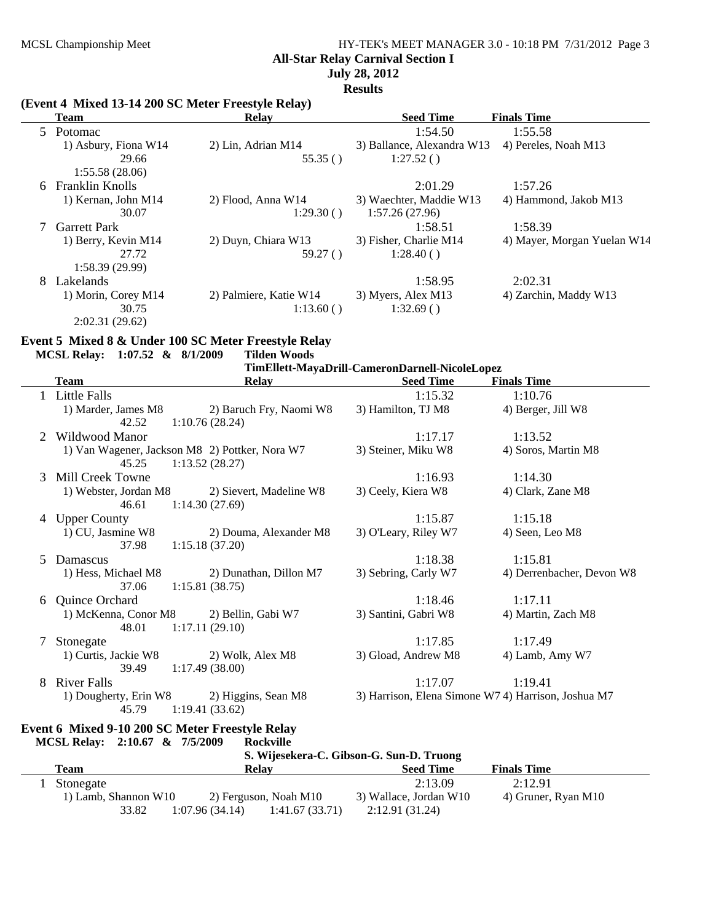## All-Star Relay Carnival Section I

**July 28, 2012**

**Results**

### (Event 4 Mixed 13-14 200 SC Meter Freestyle Relay)

| | Team | Relay | Seed Time | Finals Time |
|---|---|---|---|---|
| 5 | Potomac | | 1:54.50 | 1:55.58 |
| | 1) Asbury, Fiona W14 | 2) Lin, Adrian M14 | 3) Ballance, Alexandra W13 | 4) Pereles, Noah M13 |
| | 29.66 | 55.35 ( ) | 1:27.52 ( ) | |
| | 1:55.58 (28.06) | | | |
| 6 | Franklin Knolls | | 2:01.29 | 1:57.26 |
| | 1) Kernan, John M14 | 2) Flood, Anna W14 | 3) Waechter, Maddie W13 | 4) Hammond, Jakob M13 |
| | 30.07 | 1:29.30 ( ) | 1:57.26 (27.96) | |
| 7 | Garrett Park | | 1:58.51 | 1:58.39 |
| | 1) Berry, Kevin M14 | 2) Duyn, Chiara W13 | 3) Fisher, Charlie M14 | 4) Mayer, Morgan Yuelan W14 |
| | 27.72 | 59.27 ( ) | 1:28.40 ( ) | |
| | 1:58.39 (29.99) | | | |
| 8 | Lakelands | | 1:58.95 | 2:02.31 |
| | 1) Morin, Corey M14 | 2) Palmiere, Katie W14 | 3) Myers, Alex M13 | 4) Zarchin, Maddy W13 |
| | 30.75 | 1:13.60 ( ) | 1:32.69 ( ) | |
| | 2:02.31 (29.62) | | | |

### Event 5 Mixed 8 & Under 100 SC Meter Freestyle Relay

**MCSL Relay: 1:07.52 & 8/1/2009 Tilden Woods**
**TimEllett-MayaDrill-CameronDarnell-NicoleLopez**

| | Team | Relay | Seed Time | Finals Time |
|---|---|---|---|---|
| 1 | Little Falls | | 1:15.32 | 1:10.76 |
| | 1) Marder, James M8 | 2) Baruch Fry, Naomi W8 | 3) Hamilton, TJ M8 | 4) Berger, Jill W8 |
| | 42.52 | 1:10.76 (28.24) | | |
| 2 | Wildwood Manor | | 1:17.17 | 1:13.52 |
| | 1) Van Wagener, Jackson M8 | 2) Pottker, Nora W7 | 3) Steiner, Miku W8 | 4) Soros, Martin M8 |
| | 45.25 | 1:13.52 (28.27) | | |
| 3 | Mill Creek Towne | | 1:16.93 | 1:14.30 |
| | 1) Webster, Jordan M8 | 2) Sievert, Madeline W8 | 3) Ceely, Kiera W8 | 4) Clark, Zane M8 |
| | 46.61 | 1:14.30 (27.69) | | |
| 4 | Upper County | | 1:15.87 | 1:15.18 |
| | 1) CU, Jasmine W8 | 2) Douma, Alexander M8 | 3) O'Leary, Riley W7 | 4) Seen, Leo M8 |
| | 37.98 | 1:15.18 (37.20) | | |
| 5 | Damascus | | 1:18.38 | 1:15.81 |
| | 1) Hess, Michael M8 | 2) Dunathan, Dillon M7 | 3) Sebring, Carly W7 | 4) Derrenbacher, Devon W8 |
| | 37.06 | 1:15.81 (38.75) | | |
| 6 | Quince Orchard | | 1:18.46 | 1:17.11 |
| | 1) McKenna, Conor M8 | 2) Bellin, Gabi W7 | 3) Santini, Gabri W8 | 4) Martin, Zach M8 |
| | 48.01 | 1:17.11 (29.10) | | |
| 7 | Stonegate | | 1:17.85 | 1:17.49 |
| | 1) Curtis, Jackie W8 | 2) Wolk, Alex M8 | 3) Gload, Andrew M8 | 4) Lamb, Amy W7 |
| | 39.49 | 1:17.49 (38.00) | | |
| 8 | River Falls | | 1:17.07 | 1:19.41 |
| | 1) Dougherty, Erin W8 | 2) Higgins, Sean M8 | 3) Harrison, Elena Simone W7 | 4) Harrison, Joshua M7 |
| | 45.79 | 1:19.41 (33.62) | | |

### Event 6 Mixed 9-10 200 SC Meter Freestyle Relay

**MCSL Relay: 2:10.67 & 7/5/2009 Rockville**
**S. Wijesekera-C. Gibson-G. Sun-D. Truong**

| | Team | Relay | Seed Time | Finals Time |
|---|---|---|---|---|
| 1 | Stonegate | | 2:13.09 | 2:12.91 |
| | 1) Lamb, Shannon W10 | 2) Ferguson, Noah M10 | 3) Wallace, Jordan W10 | 4) Gruner, Ryan M10 |
| | 33.82 | 1:07.96 (34.14) | 1:41.67 (33.71) | 2:12.91 (31.24) |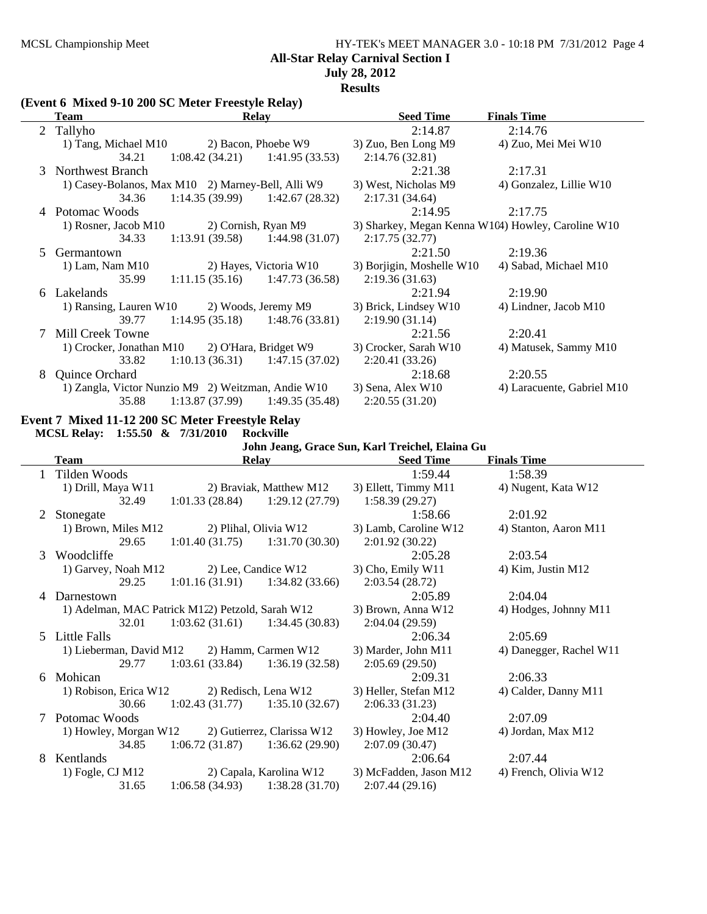## All-Star Relay Carnival Section I

**July 28, 2012**

**Results**

### (Event 6 Mixed 9-10 200 SC Meter Freestyle Relay)

| | Team | Relay | | Seed Time | Finals Time |
|---|---|---|---|---|---|
| 2 | Tallyho | | | 2:14.87 | 2:14.76 |
| | 1) Tang, Michael M10 | 2) Bacon, Phoebe W9 | | 3) Zuo, Ben Long M9 | 4) Zuo, Mei Mei W10 |
| | 34.21 | 1:08.42 (34.21) | 1:41.95 (33.53) | 2:14.76 (32.81) | |
| 3 | Northwest Branch | | | 2:21.38 | 2:17.31 |
| | 1) Casey-Bolanos, Max M10 | 2) Marney-Bell, Alli W9 | | 3) West, Nicholas M9 | 4) Gonzalez, Lillie W10 |
| | 34.36 | 1:14.35 (39.99) | 1:42.67 (28.32) | 2:17.31 (34.64) | |
| 4 | Potomac Woods | | | 2:14.95 | 2:17.75 |
| | 1) Rosner, Jacob M10 | 2) Cornish, Ryan M9 | | 3) Sharkey, Megan Kenna W10 | 4) Howley, Caroline W10 |
| | 34.33 | 1:13.91 (39.58) | 1:44.98 (31.07) | 2:17.75 (32.77) | |
| 5 | Germantown | | | 2:21.50 | 2:19.36 |
| | 1) Lam, Nam M10 | 2) Hayes, Victoria W10 | | 3) Borjigin, Moshelle W10 | 4) Sabad, Michael M10 |
| | 35.99 | 1:11.15 (35.16) | 1:47.73 (36.58) | 2:19.36 (31.63) | |
| 6 | Lakelands | | | 2:21.94 | 2:19.90 |
| | 1) Ransing, Lauren W10 | 2) Woods, Jeremy M9 | | 3) Brick, Lindsey W10 | 4) Lindner, Jacob M10 |
| | 39.77 | 1:14.95 (35.18) | 1:48.76 (33.81) | 2:19.90 (31.14) | |
| 7 | Mill Creek Towne | | | 2:21.56 | 2:20.41 |
| | 1) Crocker, Jonathan M10 | 2) O'Hara, Bridget W9 | | 3) Crocker, Sarah W10 | 4) Matusek, Sammy M10 |
| | 33.82 | 1:10.13 (36.31) | 1:47.15 (37.02) | 2:20.41 (33.26) | |
| 8 | Quince Orchard | | | 2:18.68 | 2:20.55 |
| | 1) Zangla, Victor Nunzio M9 | 2) Weitzman, Andie W10 | | 3) Sena, Alex W10 | 4) Laracuente, Gabriel M10 |
| | 35.88 | 1:13.87 (37.99) | 1:49.35 (35.48) | 2:20.55 (31.20) | |

### Event 7 Mixed 11-12 200 SC Meter Freestyle Relay

**MCSL Relay: 1:55.50 & 7/31/2010 Rockville**

**John Jeang, Grace Sun, Karl Treichel, Elaina Gu**

| | Team | Relay | | Seed Time | Finals Time |
|---|---|---|---|---|---|
| 1 | Tilden Woods | | | 1:59.44 | 1:58.39 |
| | 1) Drill, Maya W11 | 2) Braviak, Matthew M12 | | 3) Ellett, Timmy M11 | 4) Nugent, Kata W12 |
| | 32.49 | 1:01.33 (28.84) | 1:29.12 (27.79) | 1:58.39 (29.27) | |
| 2 | Stonegate | | | 1:58.66 | 2:01.92 |
| | 1) Brown, Miles M12 | 2) Plihal, Olivia W12 | | 3) Lamb, Caroline W12 | 4) Stanton, Aaron M11 |
| | 29.65 | 1:01.40 (31.75) | 1:31.70 (30.30) | 2:01.92 (30.22) | |
| 3 | Woodcliffe | | | 2:05.28 | 2:03.54 |
| | 1) Garvey, Noah M12 | 2) Lee, Candice W12 | | 3) Cho, Emily W11 | 4) Kim, Justin M12 |
| | 29.25 | 1:01.16 (31.91) | 1:34.82 (33.66) | 2:03.54 (28.72) | |
| 4 | Darnestown | | | 2:05.89 | 2:04.04 |
| | 1) Adelman, MAC Patrick M12 | 2) Petzold, Sarah W12 | | 3) Brown, Anna W12 | 4) Hodges, Johnny M11 |
| | 32.01 | 1:03.62 (31.61) | 1:34.45 (30.83) | 2:04.04 (29.59) | |
| 5 | Little Falls | | | 2:06.34 | 2:05.69 |
| | 1) Lieberman, David M12 | 2) Hamm, Carmen W12 | | 3) Marder, John M11 | 4) Danegger, Rachel W11 |
| | 29.77 | 1:03.61 (33.84) | 1:36.19 (32.58) | 2:05.69 (29.50) | |
| 6 | Mohican | | | 2:09.31 | 2:06.33 |
| | 1) Robison, Erica W12 | 2) Redisch, Lena W12 | | 3) Heller, Stefan M12 | 4) Calder, Danny M11 |
| | 30.66 | 1:02.43 (31.77) | 1:35.10 (32.67) | 2:06.33 (31.23) | |
| 7 | Potomac Woods | | | 2:04.40 | 2:07.09 |
| | 1) Howley, Morgan W12 | 2) Gutierrez, Clarissa W12 | | 3) Howley, Joe M12 | 4) Jordan, Max M12 |
| | 34.85 | 1:06.72 (31.87) | 1:36.62 (29.90) | 2:07.09 (30.47) | |
| 8 | Kentlands | | | 2:06.64 | 2:07.44 |
| | 1) Fogle, CJ M12 | 2) Capala, Karolina W12 | | 3) McFadden, Jason M12 | 4) French, Olivia W12 |
| | 31.65 | 1:06.58 (34.93) | 1:38.28 (31.70) | 2:07.44 (29.16) | |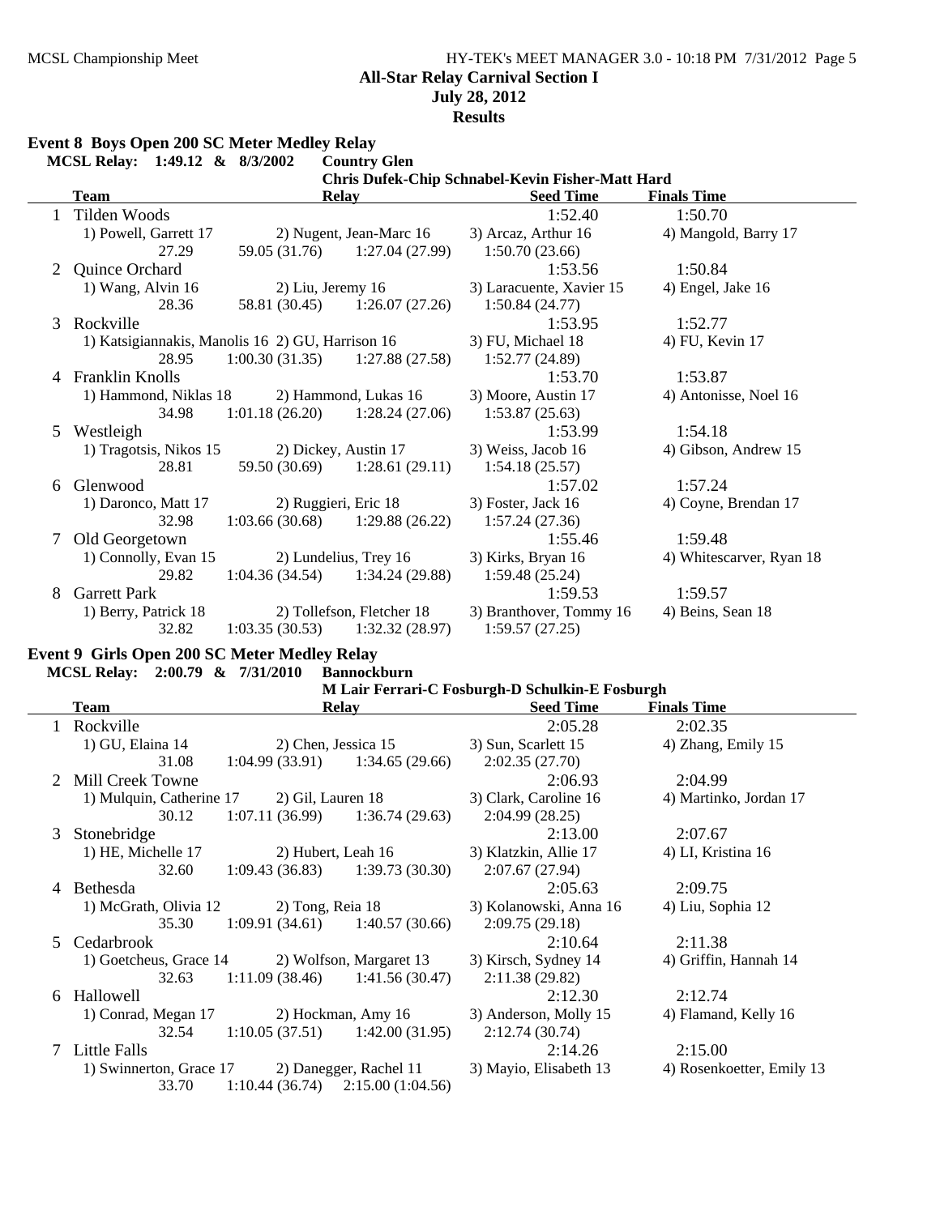## All-Star Relay Carnival Section I

**July 28, 2012**

**Results**

### Event 8 Boys Open 200 SC Meter Medley Relay

**MCSL Relay: 1:49.12 & 8/3/2002 Country Glen**
**Chris Dufek-Chip Schnabel-Kevin Fisher-Matt Hard**

| | Team | Relay | | Seed Time | Finals Time |
|---|---|---|---|---|---|
| 1 | Tilden Woods | | | 1:52.40 | 1:50.70 |
| | 1) Powell, Garrett 17 | 2) Nugent, Jean-Marc 16 | | 3) Arcaz, Arthur 16 | 4) Mangold, Barry 17 |
| | 27.29 | 59.05 (31.76) | 1:27.04 (27.99) | 1:50.70 (23.66) | |
| 2 | Quince Orchard | | | 1:53.56 | 1:50.84 |
| | 1) Wang, Alvin 16 | 2) Liu, Jeremy 16 | | 3) Laracuente, Xavier 15 | 4) Engel, Jake 16 |
| | 28.36 | 58.81 (30.45) | 1:26.07 (27.26) | 1:50.84 (24.77) | |
| 3 | Rockville | | | 1:53.95 | 1:52.77 |
| | 1) Katsigiannakis, Manolis 16 | 2) GU, Harrison 16 | | 3) FU, Michael 18 | 4) FU, Kevin 17 |
| | 28.95 | 1:00.30 (31.35) | 1:27.88 (27.58) | 1:52.77 (24.89) | |
| 4 | Franklin Knolls | | | 1:53.70 | 1:53.87 |
| | 1) Hammond, Niklas 18 | 2) Hammond, Lukas 16 | | 3) Moore, Austin 17 | 4) Antonisse, Noel 16 |
| | 34.98 | 1:01.18 (26.20) | 1:28.24 (27.06) | 1:53.87 (25.63) | |
| 5 | Westleigh | | | 1:53.99 | 1:54.18 |
| | 1) Tragotsis, Nikos 15 | 2) Dickey, Austin 17 | | 3) Weiss, Jacob 16 | 4) Gibson, Andrew 15 |
| | 28.81 | 59.50 (30.69) | 1:28.61 (29.11) | 1:54.18 (25.57) | |
| 6 | Glenwood | | | 1:57.02 | 1:57.24 |
| | 1) Daronco, Matt 17 | 2) Ruggieri, Eric 18 | | 3) Foster, Jack 16 | 4) Coyne, Brendan 17 |
| | 32.98 | 1:03.66 (30.68) | 1:29.88 (26.22) | 1:57.24 (27.36) | |
| 7 | Old Georgetown | | | 1:55.46 | 1:59.48 |
| | 1) Connolly, Evan 15 | 2) Lundelius, Trey 16 | | 3) Kirks, Bryan 16 | 4) Whitescarver, Ryan 18 |
| | 29.82 | 1:04.36 (34.54) | 1:34.24 (29.88) | 1:59.48 (25.24) | |
| 8 | Garrett Park | | | 1:59.53 | 1:59.57 |
| | 1) Berry, Patrick 18 | 2) Tollefson, Fletcher 18 | | 3) Branthover, Tommy 16 | 4) Beins, Sean 18 |
| | 32.82 | 1:03.35 (30.53) | 1:32.32 (28.97) | 1:59.57 (27.25) | |

### Event 9 Girls Open 200 SC Meter Medley Relay

**MCSL Relay: 2:00.79 & 7/31/2010 Bannockburn**
**M Lair Ferrari-C Fosburgh-D Schulkin-E Fosburgh**

| | Team | Relay | | Seed Time | Finals Time |
|---|---|---|---|---|---|
| 1 | Rockville | | | 2:05.28 | 2:02.35 |
| | 1) GU, Elaina 14 | 2) Chen, Jessica 15 | | 3) Sun, Scarlett 15 | 4) Zhang, Emily 15 |
| | 31.08 | 1:04.99 (33.91) | 1:34.65 (29.66) | 2:02.35 (27.70) | |
| 2 | Mill Creek Towne | | | 2:06.93 | 2:04.99 |
| | 1) Mulquin, Catherine 17 | 2) Gil, Lauren 18 | | 3) Clark, Caroline 16 | 4) Martinko, Jordan 17 |
| | 30.12 | 1:07.11 (36.99) | 1:36.74 (29.63) | 2:04.99 (28.25) | |
| 3 | Stonebridge | | | 2:13.00 | 2:07.67 |
| | 1) HE, Michelle 17 | 2) Hubert, Leah 16 | | 3) Klatzkin, Allie 17 | 4) LI, Kristina 16 |
| | 32.60 | 1:09.43 (36.83) | 1:39.73 (30.30) | 2:07.67 (27.94) | |
| 4 | Bethesda | | | 2:05.63 | 2:09.75 |
| | 1) McGrath, Olivia 12 | 2) Tong, Reia 18 | | 3) Kolanowski, Anna 16 | 4) Liu, Sophia 12 |
| | 35.30 | 1:09.91 (34.61) | 1:40.57 (30.66) | 2:09.75 (29.18) | |
| 5 | Cedarbrook | | | 2:10.64 | 2:11.38 |
| | 1) Goetcheus, Grace 14 | 2) Wolfson, Margaret 13 | | 3) Kirsch, Sydney 14 | 4) Griffin, Hannah 14 |
| | 32.63 | 1:11.09 (38.46) | 1:41.56 (30.47) | 2:11.38 (29.82) | |
| 6 | Hallowell | | | 2:12.30 | 2:12.74 |
| | 1) Conrad, Megan 17 | 2) Hockman, Amy 16 | | 3) Anderson, Molly 15 | 4) Flamand, Kelly 16 |
| | 32.54 | 1:10.05 (37.51) | 1:42.00 (31.95) | 2:12.74 (30.74) | |
| 7 | Little Falls | | | 2:14.26 | 2:15.00 |
| | 1) Swinnerton, Grace 17 | 2) Danegger, Rachel 11 | | 3) Mayio, Elisabeth 13 | 4) Rosenkoetter, Emily 13 |
| | 33.70 | 1:10.44 (36.74) | 2:15.00 (1:04.56) | | |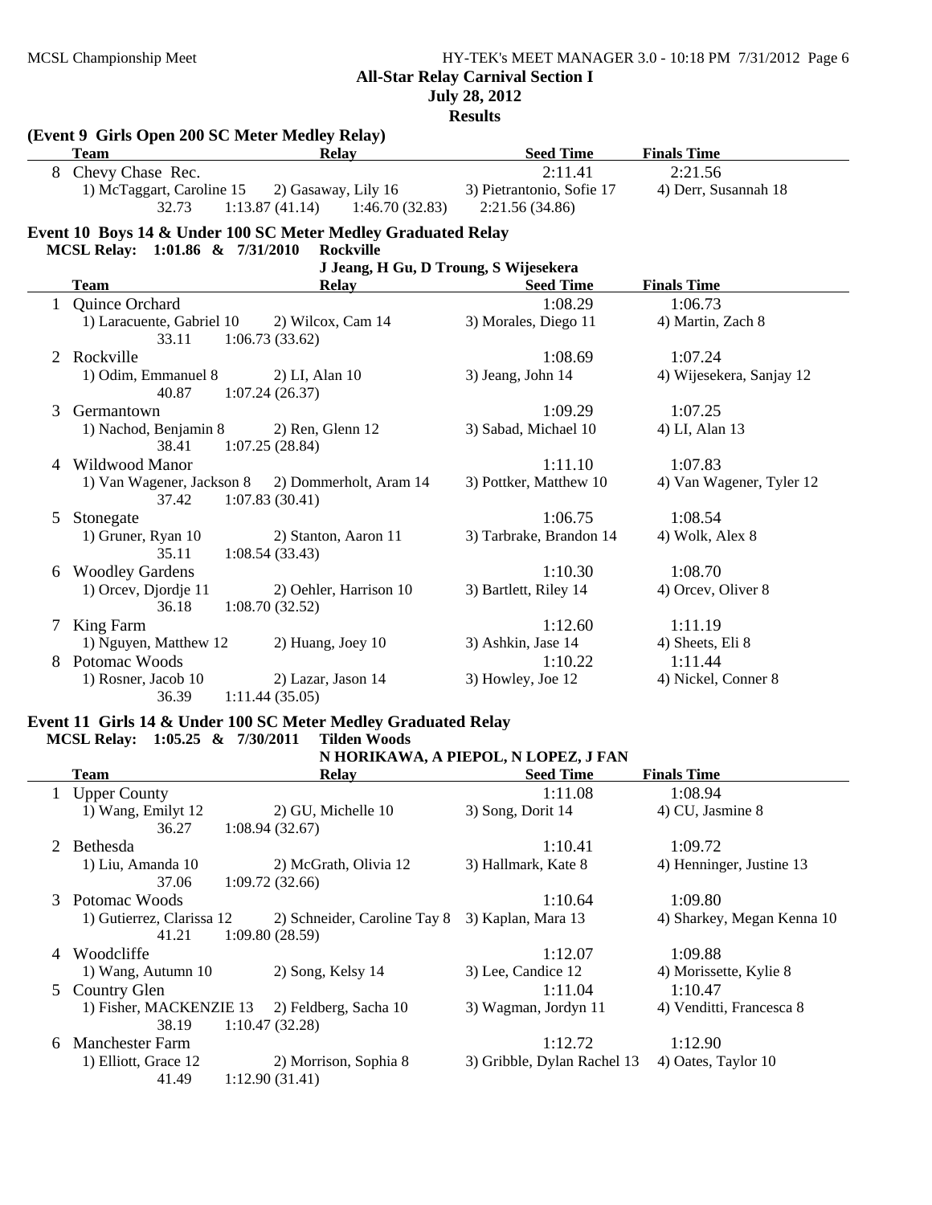**All-Star Relay Carnival Section I**
**July 28, 2012**
**Results**

### (Event 9 Girls Open 200 SC Meter Medley Relay)

| | Team | Relay | Seed Time | Finals Time |
|---|---|---|---|---|
| 8 | Chevy Chase Rec. | | 2:11.41 | 2:21.56 |

1) McTaggart, Caroline 15 2) Gasaway, Lily 16 3) Pietrantonio, Sofie 17 4) Derr, Susannah 18
32.73 1:13.87 (41.14) 1:46.70 (32.83) 2:21.56 (34.86)

### Event 10 Boys 14 & Under 100 SC Meter Medley Graduated Relay

**MCSL Relay: 1:01.86 & 7/31/2010 Rockville**
**J Jeang, H Gu, D Troung, S Wijesekera**

| | Team | Relay | Seed Time | Finals Time |
|---|---|---|---|---|
| 1 | Quince Orchard | | 1:08.29 | 1:06.73 |

1) Laracuente, Gabriel 10 2) Wilcox, Cam 14 3) Morales, Diego 11 4) Martin, Zach 8
33.11 1:06.73 (33.62)

| | Team | Relay | Seed Time | Finals Time |
|---|---|---|---|---|
| 2 | Rockville | | 1:08.69 | 1:07.24 |

1) Odim, Emmanuel 8 2) LI, Alan 10 3) Jeang, John 14 4) Wijesekera, Sanjay 12
40.87 1:07.24 (26.37)

| | Team | Relay | Seed Time | Finals Time |
|---|---|---|---|---|
| 3 | Germantown | | 1:09.29 | 1:07.25 |

1) Nachod, Benjamin 8 2) Ren, Glenn 12 3) Sabad, Michael 10 4) LI, Alan 13
38.41 1:07.25 (28.84)

| | Team | Relay | Seed Time | Finals Time |
|---|---|---|---|---|
| 4 | Wildwood Manor | | 1:11.10 | 1:07.83 |

1) Van Wagener, Jackson 8 2) Dommerholt, Aram 14 3) Pottker, Matthew 10 4) Van Wagener, Tyler 12
37.42 1:07.83 (30.41)

| | Team | Relay | Seed Time | Finals Time |
|---|---|---|---|---|
| 5 | Stonegate | | 1:06.75 | 1:08.54 |

1) Gruner, Ryan 10 2) Stanton, Aaron 11 3) Tarbrake, Brandon 14 4) Wolk, Alex 8
35.11 1:08.54 (33.43)

| | Team | Relay | Seed Time | Finals Time |
|---|---|---|---|---|
| 6 | Woodley Gardens | | 1:10.30 | 1:08.70 |

1) Orcev, Djordje 11 2) Oehler, Harrison 10 3) Bartlett, Riley 14 4) Orcev, Oliver 8
36.18 1:08.70 (32.52)

| | Team | Relay | Seed Time | Finals Time |
|---|---|---|---|---|
| 7 | King Farm | | 1:12.60 | 1:11.19 |

1) Nguyen, Matthew 12 2) Huang, Joey 10 3) Ashkin, Jase 14 4) Sheets, Eli 8

| | Team | Relay | Seed Time | Finals Time |
|---|---|---|---|---|
| 8 | Potomac Woods | | 1:10.22 | 1:11.44 |

1) Rosner, Jacob 10 2) Lazar, Jason 14 3) Howley, Joe 12 4) Nickel, Conner 8
36.39 1:11.44 (35.05)

### Event 11 Girls 14 & Under 100 SC Meter Medley Graduated Relay

**MCSL Relay: 1:05.25 & 7/30/2011 Tilden Woods**
**N HORIKAWA, A PIEPOL, N LOPEZ, J FAN**

| | Team | Relay | Seed Time | Finals Time |
|---|---|---|---|---|
| 1 | Upper County | | 1:11.08 | 1:08.94 |

1) Wang, Emilyt 12 2) GU, Michelle 10 3) Song, Dorit 14 4) CU, Jasmine 8
36.27 1:08.94 (32.67)

| | Team | Relay | Seed Time | Finals Time |
|---|---|---|---|---|
| 2 | Bethesda | | 1:10.41 | 1:09.72 |

1) Liu, Amanda 10 2) McGrath, Olivia 12 3) Hallmark, Kate 8 4) Henninger, Justine 13
37.06 1:09.72 (32.66)

| | Team | Relay | Seed Time | Finals Time |
|---|---|---|---|---|
| 3 | Potomac Woods | | 1:10.64 | 1:09.80 |

1) Gutierrez, Clarissa 12 2) Schneider, Caroline Tay 8 3) Kaplan, Mara 13 4) Sharkey, Megan Kenna 10
41.21 1:09.80 (28.59)

| | Team | Relay | Seed Time | Finals Time |
|---|---|---|---|---|
| 4 | Woodcliffe | | 1:12.07 | 1:09.88 |

1) Wang, Autumn 10 2) Song, Kelsy 14 3) Lee, Candice 12 4) Morissette, Kylie 8

| | Team | Relay | Seed Time | Finals Time |
|---|---|---|---|---|
| 5 | Country Glen | | 1:11.04 | 1:10.47 |

1) Fisher, MACKENZIE 13 2) Feldberg, Sacha 10 3) Wagman, Jordyn 11 4) Venditti, Francesca 8
38.19 1:10.47 (32.28)

| | Team | Relay | Seed Time | Finals Time |
|---|---|---|---|---|
| 6 | Manchester Farm | | 1:12.72 | 1:12.90 |

1) Elliott, Grace 12 2) Morrison, Sophia 8 3) Gribble, Dylan Rachel 13 4) Oates, Taylor 10
41.49 1:12.90 (31.41)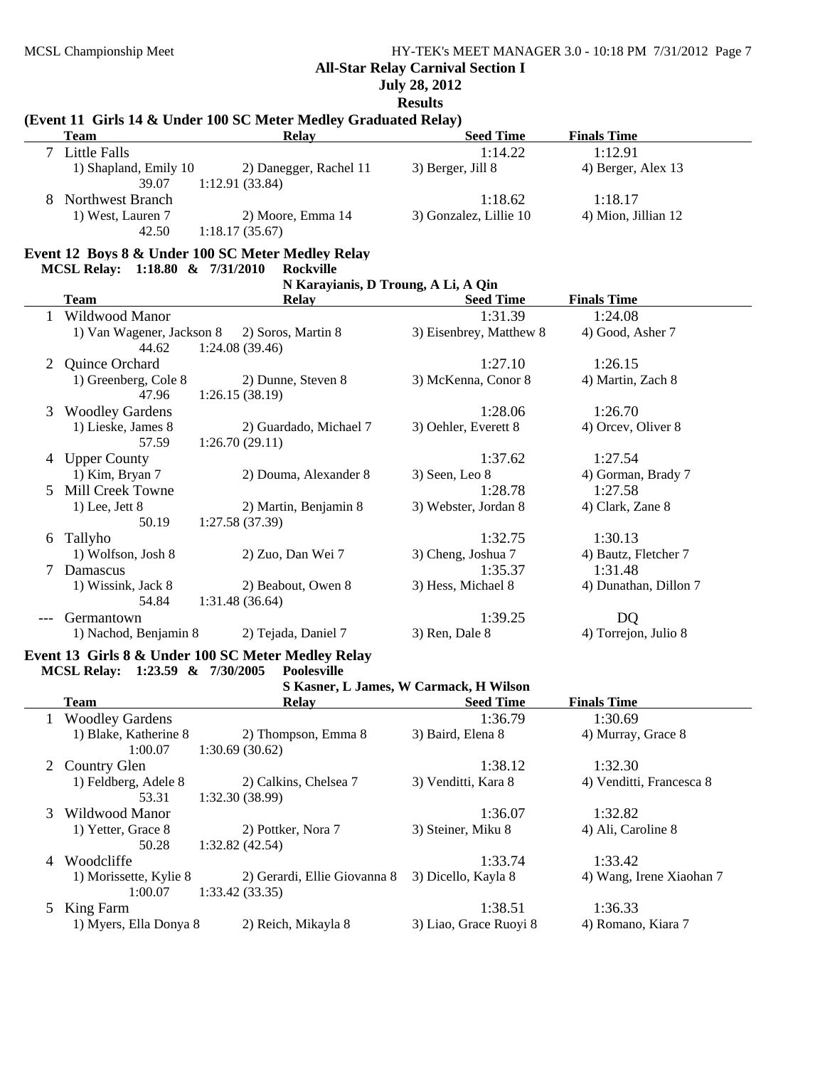**All-Star Relay Carnival Section I**

**July 28, 2012**

**Results**

### (Event 11 Girls 14 & Under 100 SC Meter Medley Graduated Relay)

| | Team | Relay | Seed Time | Finals Time |
|---|---|---|---|---|
| 7 | Little Falls | | 1:14.22 | 1:12.91 |
| | 1) Shapland, Emily 10 | 2) Danegger, Rachel 11 | 3) Berger, Jill 8 | 4) Berger, Alex 13 |
| | 39.07 | 1:12.91 (33.84) | | |
| 8 | Northwest Branch | | 1:18.62 | 1:18.17 |
| | 1) West, Lauren 7 | 2) Moore, Emma 14 | 3) Gonzalez, Lillie 10 | 4) Mion, Jillian 12 |
| | 42.50 | 1:18.17 (35.67) | | |

### Event 12 Boys 8 & Under 100 SC Meter Medley Relay

**MCSL Relay: 1:18.80 & 7/31/2010 Rockville**
**N Karayianis, D Troung, A Li, A Qin**

| | Team | Relay | Seed Time | Finals Time |
|---|---|---|---|---|
| 1 | Wildwood Manor | | 1:31.39 | 1:24.08 |
| | 1) Van Wagener, Jackson 8 | 2) Soros, Martin 8 | 3) Eisenbrey, Matthew 8 | 4) Good, Asher 7 |
| | 44.62 | 1:24.08 (39.46) | | |
| 2 | Quince Orchard | | 1:27.10 | 1:26.15 |
| | 1) Greenberg, Cole 8 | 2) Dunne, Steven 8 | 3) McKenna, Conor 8 | 4) Martin, Zach 8 |
| | 47.96 | 1:26.15 (38.19) | | |
| 3 | Woodley Gardens | | 1:28.06 | 1:26.70 |
| | 1) Lieske, James 8 | 2) Guardado, Michael 7 | 3) Oehler, Everett 8 | 4) Orcev, Oliver 8 |
| | 57.59 | 1:26.70 (29.11) | | |
| 4 | Upper County | | 1:37.62 | 1:27.54 |
| | 1) Kim, Bryan 7 | 2) Douma, Alexander 8 | 3) Seen, Leo 8 | 4) Gorman, Brady 7 |
| 5 | Mill Creek Towne | | 1:28.78 | 1:27.58 |
| | 1) Lee, Jett 8 | 2) Martin, Benjamin 8 | 3) Webster, Jordan 8 | 4) Clark, Zane 8 |
| | 50.19 | 1:27.58 (37.39) | | |
| 6 | Tallyho | | 1:32.75 | 1:30.13 |
| | 1) Wolfson, Josh 8 | 2) Zuo, Dan Wei 7 | 3) Cheng, Joshua 7 | 4) Bautz, Fletcher 7 |
| 7 | Damascus | | 1:35.37 | 1:31.48 |
| | 1) Wissink, Jack 8 | 2) Beabout, Owen 8 | 3) Hess, Michael 8 | 4) Dunathan, Dillon 7 |
| | 54.84 | 1:31.48 (36.64) | | |
| --- | Germantown | | 1:39.25 | DQ |
| | 1) Nachod, Benjamin 8 | 2) Tejada, Daniel 7 | 3) Ren, Dale 8 | 4) Torrejon, Julio 8 |

### Event 13 Girls 8 & Under 100 SC Meter Medley Relay

**MCSL Relay: 1:23.59 & 7/30/2005 Poolesville**
**S Kasner, L James, W Carmack, H Wilson**

| | Team | Relay | Seed Time | Finals Time |
|---|---|---|---|---|
| 1 | Woodley Gardens | | 1:36.79 | 1:30.69 |
| | 1) Blake, Katherine 8 | 2) Thompson, Emma 8 | 3) Baird, Elena 8 | 4) Murray, Grace 8 |
| | 1:00.07 | 1:30.69 (30.62) | | |
| 2 | Country Glen | | 1:38.12 | 1:32.30 |
| | 1) Feldberg, Adele 8 | 2) Calkins, Chelsea 7 | 3) Venditti, Kara 8 | 4) Venditti, Francesca 8 |
| | 53.31 | 1:32.30 (38.99) | | |
| 3 | Wildwood Manor | | 1:36.07 | 1:32.82 |
| | 1) Yetter, Grace 8 | 2) Pottker, Nora 7 | 3) Steiner, Miku 8 | 4) Ali, Caroline 8 |
| | 50.28 | 1:32.82 (42.54) | | |
| 4 | Woodcliffe | | 1:33.74 | 1:33.42 |
| | 1) Morissette, Kylie 8 | 2) Gerardi, Ellie Giovanna 8 | 3) Dicello, Kayla 8 | 4) Wang, Irene Xiaohan 7 |
| | 1:00.07 | 1:33.42 (33.35) | | |
| 5 | King Farm | | 1:38.51 | 1:36.33 |
| | 1) Myers, Ella Donya 8 | 2) Reich, Mikayla 8 | 3) Liao, Grace Ruoyi 8 | 4) Romano, Kiara 7 |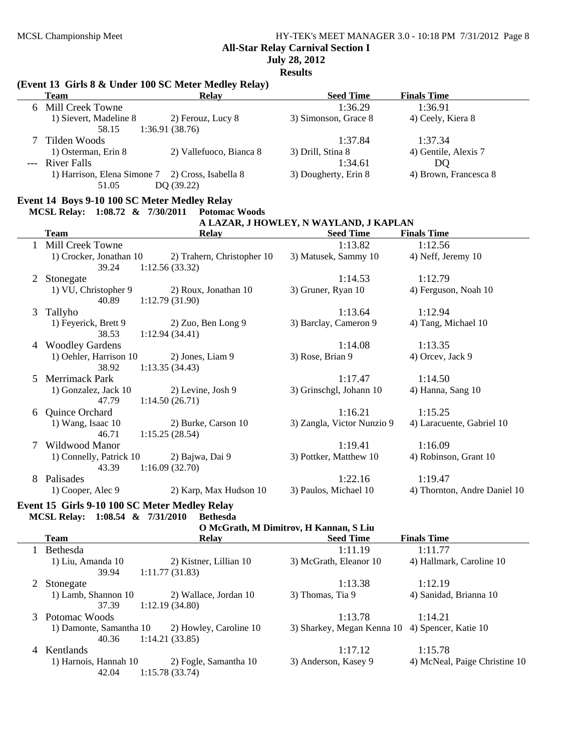**All-Star Relay Carnival Section I**

**July 28, 2012**

**Results**

### (Event 13 Girls 8 & Under 100 SC Meter Medley Relay)

| | Team | Relay | Seed Time | Finals Time |
|---|---|---|---|---|
| 6 | Mill Creek Towne | | 1:36.29 | 1:36.91 |
| | 1) Sievert, Madeline 8 | 2) Ferouz, Lucy 8 | 3) Simonson, Grace 8 | 4) Ceely, Kiera 8 |
| | 58.15 | 1:36.91 (38.76) | | |
| 7 | Tilden Woods | | 1:37.84 | 1:37.34 |
| | 1) Osterman, Erin 8 | 2) Vallefuoco, Bianca 8 | 3) Drill, Stina 8 | 4) Gentile, Alexis 7 |
| --- | River Falls | | 1:34.61 | DQ |
| | 1) Harrison, Elena Simone 7 | 2) Cross, Isabella 8 | 3) Dougherty, Erin 8 | 4) Brown, Francesca 8 |
| | 51.05 | DQ (39.22) | | |

### Event 14 Boys 9-10 100 SC Meter Medley Relay

**MCSL Relay: 1:08.72 & 7/30/2011 Potomac Woods**
**A LAZAR, J HOWLEY, N WAYLAND, J KAPLAN**

| | Team | Relay | Seed Time | Finals Time |
|---|---|---|---|---|
| 1 | Mill Creek Towne | | 1:13.82 | 1:12.56 |
| | 1) Crocker, Jonathan 10 | 2) Trahern, Christopher 10 | 3) Matusek, Sammy 10 | 4) Neff, Jeremy 10 |
| | 39.24 | 1:12.56 (33.32) | | |
| 2 | Stonegate | | 1:14.53 | 1:12.79 |
| | 1) VU, Christopher 9 | 2) Roux, Jonathan 10 | 3) Gruner, Ryan 10 | 4) Ferguson, Noah 10 |
| | 40.89 | 1:12.79 (31.90) | | |
| 3 | Tallyho | | 1:13.64 | 1:12.94 |
| | 1) Feyerick, Brett 9 | 2) Zuo, Ben Long 9 | 3) Barclay, Cameron 9 | 4) Tang, Michael 10 |
| | 38.53 | 1:12.94 (34.41) | | |
| 4 | Woodley Gardens | | 1:14.08 | 1:13.35 |
| | 1) Oehler, Harrison 10 | 2) Jones, Liam 9 | 3) Rose, Brian 9 | 4) Orcev, Jack 9 |
| | 38.92 | 1:13.35 (34.43) | | |
| 5 | Merrimack Park | | 1:17.47 | 1:14.50 |
| | 1) Gonzalez, Jack 10 | 2) Levine, Josh 9 | 3) Grinschgl, Johann 10 | 4) Hanna, Sang 10 |
| | 47.79 | 1:14.50 (26.71) | | |
| 6 | Quince Orchard | | 1:16.21 | 1:15.25 |
| | 1) Wang, Isaac 10 | 2) Burke, Carson 10 | 3) Zangla, Victor Nunzio 9 | 4) Laracuente, Gabriel 10 |
| | 46.71 | 1:15.25 (28.54) | | |
| 7 | Wildwood Manor | | 1:19.41 | 1:16.09 |
| | 1) Connelly, Patrick 10 | 2) Bajwa, Dai 9 | 3) Pottker, Matthew 10 | 4) Robinson, Grant 10 |
| | 43.39 | 1:16.09 (32.70) | | |
| 8 | Palisades | | 1:22.16 | 1:19.47 |
| | 1) Cooper, Alec 9 | 2) Karp, Max Hudson 10 | 3) Paulos, Michael 10 | 4) Thornton, Andre Daniel 10 |

### Event 15 Girls 9-10 100 SC Meter Medley Relay

**MCSL Relay: 1:08.54 & 7/31/2010 Bethesda**
**O McGrath, M Dimitrov, H Kannan, S Liu**

| | Team | Relay | Seed Time | Finals Time |
|---|---|---|---|---|
| 1 | Bethesda | | 1:11.19 | 1:11.77 |
| | 1) Liu, Amanda 10 | 2) Kistner, Lillian 10 | 3) McGrath, Eleanor 10 | 4) Hallmark, Caroline 10 |
| | 39.94 | 1:11.77 (31.83) | | |
| 2 | Stonegate | | 1:13.38 | 1:12.19 |
| | 1) Lamb, Shannon 10 | 2) Wallace, Jordan 10 | 3) Thomas, Tia 9 | 4) Sanidad, Brianna 10 |
| | 37.39 | 1:12.19 (34.80) | | |
| 3 | Potomac Woods | | 1:13.78 | 1:14.21 |
| | 1) Damonte, Samantha 10 | 2) Howley, Caroline 10 | 3) Sharkey, Megan Kenna 10 | 4) Spencer, Katie 10 |
| | 40.36 | 1:14.21 (33.85) | | |
| 4 | Kentlands | | 1:17.12 | 1:15.78 |
| | 1) Harnois, Hannah 10 | 2) Fogle, Samantha 10 | 3) Anderson, Kasey 9 | 4) McNeal, Paige Christine 10 |
| | 42.04 | 1:15.78 (33.74) | | |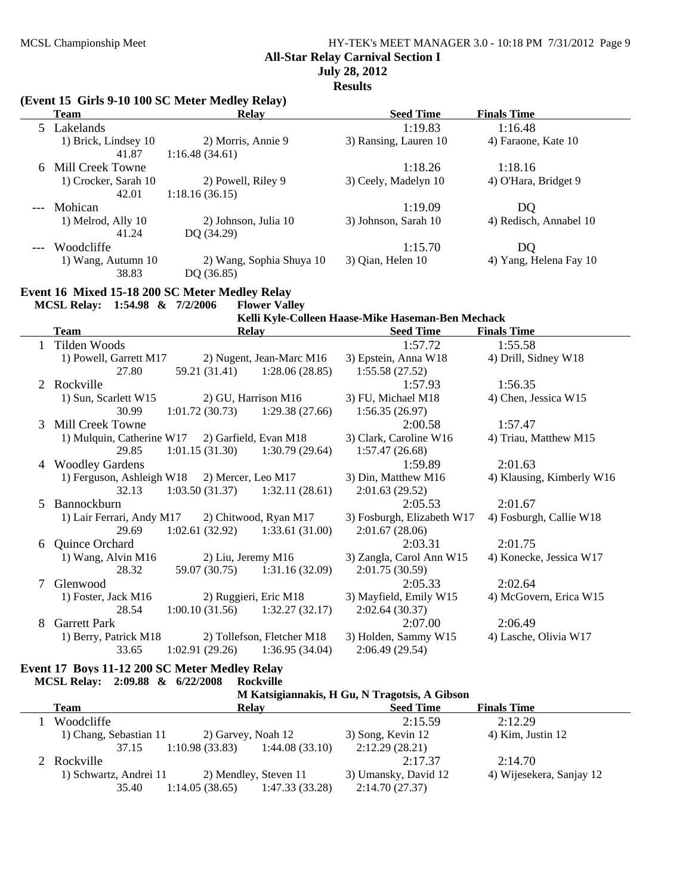**All-Star Relay Carnival Section I**

**July 28, 2012**

**Results**

### (Event 15 Girls 9-10 100 SC Meter Medley Relay)

| | Team | Relay | | Seed Time | Finals Time |
|---|---|---|---|---|---|
| 5 | Lakelands | | | 1:19.83 | 1:16.48 |
| | 1) Brick, Lindsey 10 | 2) Morris, Annie 9 | | 3) Ransing, Lauren 10 | 4) Faraone, Kate 10 |
| | 41.87 | 1:16.48 (34.61) | | | |
| 6 | Mill Creek Towne | | | 1:18.26 | 1:18.16 |
| | 1) Crocker, Sarah 10 | 2) Powell, Riley 9 | | 3) Ceely, Madelyn 10 | 4) O'Hara, Bridget 9 |
| | 42.01 | 1:18.16 (36.15) | | | |
| --- | Mohican | | | 1:19.09 | DQ |
| | 1) Melrod, Ally 10 | 2) Johnson, Julia 10 | | 3) Johnson, Sarah 10 | 4) Redisch, Annabel 10 |
| | 41.24 | DQ (34.29) | | | |
| --- | Woodcliffe | | | 1:15.70 | DQ |
| | 1) Wang, Autumn 10 | 2) Wang, Sophia Shuya 10 | | 3) Qian, Helen 10 | 4) Yang, Helena Fay 10 |
| | 38.83 | DQ (36.85) | | | |

### Event 16 Mixed 15-18 200 SC Meter Medley Relay

**MCSL Relay: 1:54.98 & 7/2/2006 Flower Valley**
**Kelli Kyle-Colleen Haase-Mike Haseman-Ben Mechack**

| | Team | Relay | | Seed Time | Finals Time |
|---|---|---|---|---|---|
| 1 | Tilden Woods | | | 1:57.72 | 1:55.58 |
| | 1) Powell, Garrett M17 | 2) Nugent, Jean-Marc M16 | | 3) Epstein, Anna W18 | 4) Drill, Sidney W18 |
| | 27.80 | 59.21 (31.41) | 1:28.06 (28.85) | 1:55.58 (27.52) | |
| 2 | Rockville | | | 1:57.93 | 1:56.35 |
| | 1) Sun, Scarlett W15 | 2) GU, Harrison M16 | | 3) FU, Michael M18 | 4) Chen, Jessica W15 |
| | 30.99 | 1:01.72 (30.73) | 1:29.38 (27.66) | 1:56.35 (26.97) | |
| 3 | Mill Creek Towne | | | 2:00.58 | 1:57.47 |
| | 1) Mulquin, Catherine W17 | 2) Garfield, Evan M18 | | 3) Clark, Caroline W16 | 4) Triau, Matthew M15 |
| | 29.85 | 1:01.15 (31.30) | 1:30.79 (29.64) | 1:57.47 (26.68) | |
| 4 | Woodley Gardens | | | 1:59.89 | 2:01.63 |
| | 1) Ferguson, Ashleigh W18 | 2) Mercer, Leo M17 | | 3) Din, Matthew M16 | 4) Klausing, Kimberly W16 |
| | 32.13 | 1:03.50 (31.37) | 1:32.11 (28.61) | 2:01.63 (29.52) | |
| 5 | Bannockburn | | | 2:05.53 | 2:01.67 |
| | 1) Lair Ferrari, Andy M17 | 2) Chitwood, Ryan M17 | | 3) Fosburgh, Elizabeth W17 | 4) Fosburgh, Callie W18 |
| | 29.69 | 1:02.61 (32.92) | 1:33.61 (31.00) | 2:01.67 (28.06) | |
| 6 | Quince Orchard | | | 2:03.31 | 2:01.75 |
| | 1) Wang, Alvin M16 | 2) Liu, Jeremy M16 | | 3) Zangla, Carol Ann W15 | 4) Konecke, Jessica W17 |
| | 28.32 | 59.07 (30.75) | 1:31.16 (32.09) | 2:01.75 (30.59) | |
| 7 | Glenwood | | | 2:05.33 | 2:02.64 |
| | 1) Foster, Jack M16 | 2) Ruggieri, Eric M18 | | 3) Mayfield, Emily W15 | 4) McGovern, Erica W15 |
| | 28.54 | 1:00.10 (31.56) | 1:32.27 (32.17) | 2:02.64 (30.37) | |
| 8 | Garrett Park | | | 2:07.00 | 2:06.49 |
| | 1) Berry, Patrick M18 | 2) Tollefson, Fletcher M18 | | 3) Holden, Sammy W15 | 4) Lasche, Olivia W17 |
| | 33.65 | 1:02.91 (29.26) | 1:36.95 (34.04) | 2:06.49 (29.54) | |

### Event 17 Boys 11-12 200 SC Meter Medley Relay

**MCSL Relay: 2:09.88 & 6/22/2008 Rockville**
**M Katsigiannakis, H Gu, N Tragotsis, A Gibson**

| | Team | Relay | | Seed Time | Finals Time |
|---|---|---|---|---|---|
| 1 | Woodcliffe | | | 2:15.59 | 2:12.29 |
| | 1) Chang, Sebastian 11 | 2) Garvey, Noah 12 | | 3) Song, Kevin 12 | 4) Kim, Justin 12 |
| | 37.15 | 1:10.98 (33.83) | 1:44.08 (33.10) | 2:12.29 (28.21) | |
| 2 | Rockville | | | 2:17.37 | 2:14.70 |
| | 1) Schwartz, Andrei 11 | 2) Mendley, Steven 11 | | 3) Umansky, David 12 | 4) Wijesekera, Sanjay 12 |
| | 35.40 | 1:14.05 (38.65) | 1:47.33 (33.28) | 2:14.70 (27.37) | |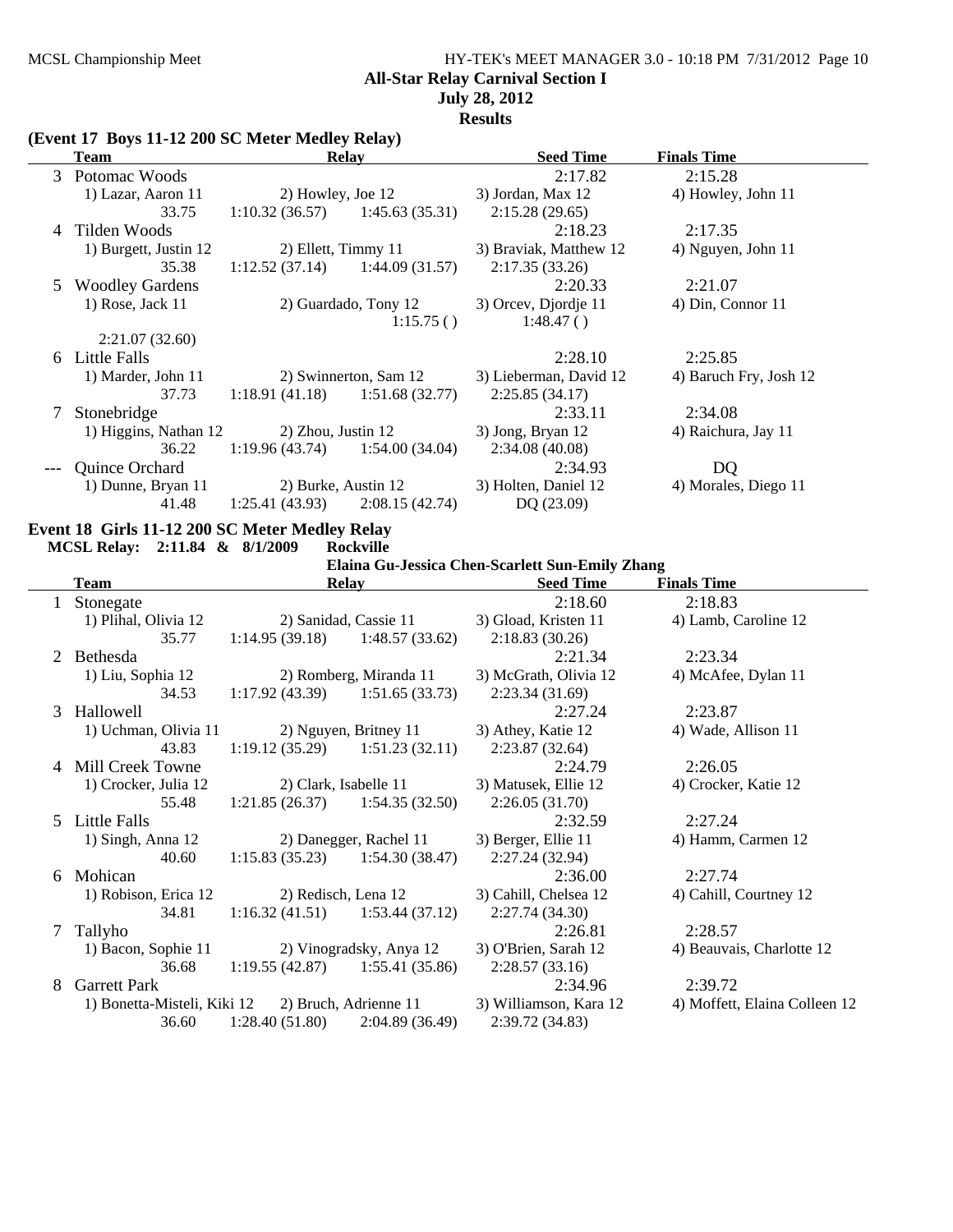## All-Star Relay Carnival Section I

**July 28, 2012**

**Results**

### (Event 17 Boys 11-12 200 SC Meter Medley Relay)

| | Team | Relay | | Seed Time | Finals Time |
|---|---|---|---|---|---|
| 3 | Potomac Woods | | | 2:17.82 | 2:15.28 |
| | 1) Lazar, Aaron 11 | 2) Howley, Joe 12 | | 3) Jordan, Max 12 | 4) Howley, John 11 |
| | 33.75 | 1:10.32 (36.57) | 1:45.63 (35.31) | 2:15.28 (29.65) | |
| 4 | Tilden Woods | | | 2:18.23 | 2:17.35 |
| | 1) Burgett, Justin 12 | 2) Ellett, Timmy 11 | | 3) Braviak, Matthew 12 | 4) Nguyen, John 11 |
| | 35.38 | 1:12.52 (37.14) | 1:44.09 (31.57) | 2:17.35 (33.26) | |
| 5 | Woodley Gardens | | | 2:20.33 | 2:21.07 |
| | 1) Rose, Jack 11 | 2) Guardado, Tony 12 | | 3) Orcev, Djordje 11 | 4) Din, Connor 11 |
| | | | 1:15.75 ( ) | 1:48.47 ( ) | |
| | 2:21.07 (32.60) | | | | |
| 6 | Little Falls | | | 2:28.10 | 2:25.85 |
| | 1) Marder, John 11 | 2) Swinnerton, Sam 12 | | 3) Lieberman, David 12 | 4) Baruch Fry, Josh 12 |
| | 37.73 | 1:18.91 (41.18) | 1:51.68 (32.77) | 2:25.85 (34.17) | |
| 7 | Stonebridge | | | 2:33.11 | 2:34.08 |
| | 1) Higgins, Nathan 12 | 2) Zhou, Justin 12 | | 3) Jong, Bryan 12 | 4) Raichura, Jay 11 |
| | 36.22 | 1:19.96 (43.74) | 1:54.00 (34.04) | 2:34.08 (40.08) | |
| --- | Quince Orchard | | | 2:34.93 | DQ |
| | 1) Dunne, Bryan 11 | 2) Burke, Austin 12 | | 3) Holten, Daniel 12 | 4) Morales, Diego 11 |
| | 41.48 | 1:25.41 (43.93) | 2:08.15 (42.74) | DQ (23.09) | |

### Event 18 Girls 11-12 200 SC Meter Medley Relay

**MCSL Relay: 2:11.84 & 8/1/2009 Rockville**

**Elaina Gu-Jessica Chen-Scarlett Sun-Emily Zhang**

| | Team | Relay | | Seed Time | Finals Time |
|---|---|---|---|---|---|
| 1 | Stonegate | | | 2:18.60 | 2:18.83 |
| | 1) Plihal, Olivia 12 | 2) Sanidad, Cassie 11 | | 3) Gload, Kristen 11 | 4) Lamb, Caroline 12 |
| | 35.77 | 1:14.95 (39.18) | 1:48.57 (33.62) | 2:18.83 (30.26) | |
| 2 | Bethesda | | | 2:21.34 | 2:23.34 |
| | 1) Liu, Sophia 12 | 2) Romberg, Miranda 11 | | 3) McGrath, Olivia 12 | 4) McAfee, Dylan 11 |
| | 34.53 | 1:17.92 (43.39) | 1:51.65 (33.73) | 2:23.34 (31.69) | |
| 3 | Hallowell | | | 2:27.24 | 2:23.87 |
| | 1) Uchman, Olivia 11 | 2) Nguyen, Britney 11 | | 3) Athey, Katie 12 | 4) Wade, Allison 11 |
| | 43.83 | 1:19.12 (35.29) | 1:51.23 (32.11) | 2:23.87 (32.64) | |
| 4 | Mill Creek Towne | | | 2:24.79 | 2:26.05 |
| | 1) Crocker, Julia 12 | 2) Clark, Isabelle 11 | | 3) Matusek, Ellie 12 | 4) Crocker, Katie 12 |
| | 55.48 | 1:21.85 (26.37) | 1:54.35 (32.50) | 2:26.05 (31.70) | |
| 5 | Little Falls | | | 2:32.59 | 2:27.24 |
| | 1) Singh, Anna 12 | 2) Danegger, Rachel 11 | | 3) Berger, Ellie 11 | 4) Hamm, Carmen 12 |
| | 40.60 | 1:15.83 (35.23) | 1:54.30 (38.47) | 2:27.24 (32.94) | |
| 6 | Mohican | | | 2:36.00 | 2:27.74 |
| | 1) Robison, Erica 12 | 2) Redisch, Lena 12 | | 3) Cahill, Chelsea 12 | 4) Cahill, Courtney 12 |
| | 34.81 | 1:16.32 (41.51) | 1:53.44 (37.12) | 2:27.74 (34.30) | |
| 7 | Tallyho | | | 2:26.81 | 2:28.57 |
| | 1) Bacon, Sophie 11 | 2) Vinogradsky, Anya 12 | | 3) O'Brien, Sarah 12 | 4) Beauvais, Charlotte 12 |
| | 36.68 | 1:19.55 (42.87) | 1:55.41 (35.86) | 2:28.57 (33.16) | |
| 8 | Garrett Park | | | 2:34.96 | 2:39.72 |
| | 1) Bonetta-Misteli, Kiki 12 | 2) Bruch, Adrienne 11 | | 3) Williamson, Kara 12 | 4) Moffett, Elaina Colleen 12 |
| | 36.60 | 1:28.40 (51.80) | 2:04.89 (36.49) | 2:39.72 (34.83) | |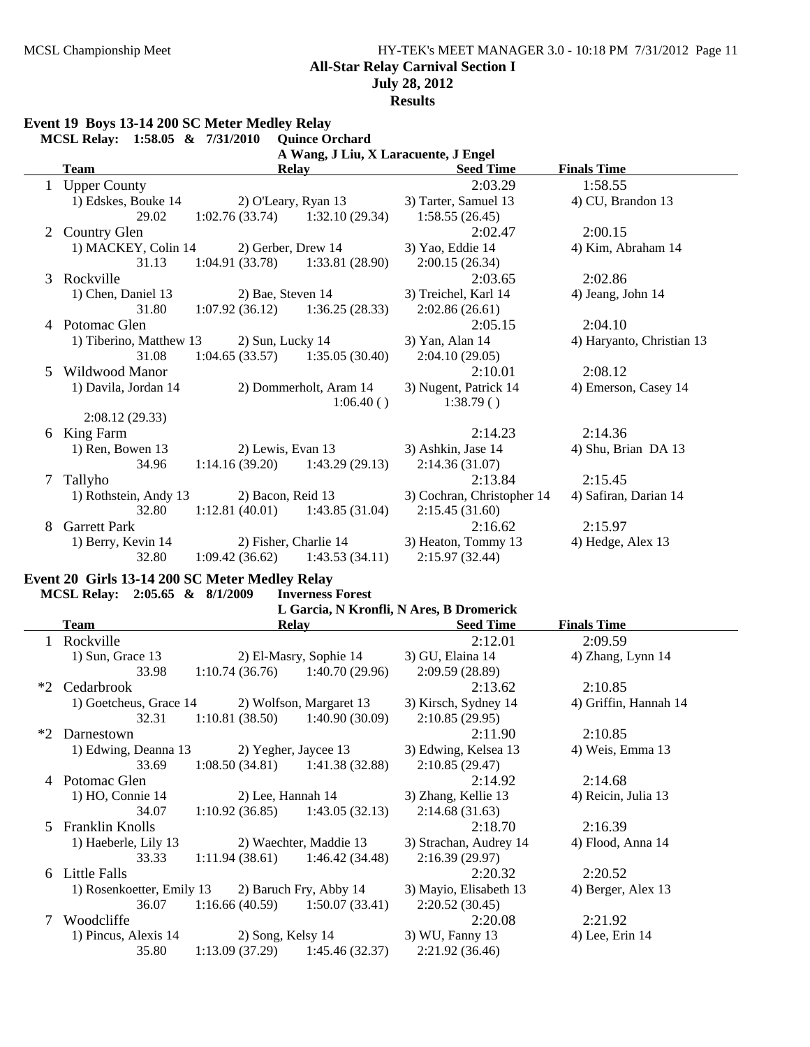MCSL Championship Meet

## All-Star Relay Carnival Section I
**July 28, 2012**
**Results**

### Event 19 Boys 13-14 200 SC Meter Medley Relay

**MCSL Relay: 1:58.05 & 7/31/2010 Quince Orchard**
A Wang, J Liu, X Laracuente, J Engel

| | Team | Relay | Seed Time | Finals Time |
|---|---|---|---|---|
| 1 | Upper County | | 2:03.29 | 1:58.55 |
| | 1) Edskes, Bouke 14 | 2) O'Leary, Ryan 13 | 3) Tarter, Samuel 13 | 4) CU, Brandon 13 |
| | 29.02 | 1:02.76 (33.74) 1:32.10 (29.34) | 1:58.55 (26.45) | |
| 2 | Country Glen | | 2:02.47 | 2:00.15 |
| | 1) MACKEY, Colin 14 | 2) Gerber, Drew 14 | 3) Yao, Eddie 14 | 4) Kim, Abraham 14 |
| | 31.13 | 1:04.91 (33.78) 1:33.81 (28.90) | 2:00.15 (26.34) | |
| 3 | Rockville | | 2:03.65 | 2:02.86 |
| | 1) Chen, Daniel 13 | 2) Bae, Steven 14 | 3) Treichel, Karl 14 | 4) Jeang, John 14 |
| | 31.80 | 1:07.92 (36.12) 1:36.25 (28.33) | 2:02.86 (26.61) | |
| 4 | Potomac Glen | | 2:05.15 | 2:04.10 |
| | 1) Tiberino, Matthew 13 | 2) Sun, Lucky 14 | 3) Yan, Alan 14 | 4) Haryanto, Christian 13 |
| | 31.08 | 1:04.65 (33.57) 1:35.05 (30.40) | 2:04.10 (29.05) | |
| 5 | Wildwood Manor | | 2:10.01 | 2:08.12 |
| | 1) Davila, Jordan 14 | 2) Dommerholt, Aram 14 | 3) Nugent, Patrick 14 | 4) Emerson, Casey 14 |
| | | 1:06.40 ( ) | 1:38.79 ( ) | |
| | 2:08.12 (29.33) | | | |
| 6 | King Farm | | 2:14.23 | 2:14.36 |
| | 1) Ren, Bowen 13 | 2) Lewis, Evan 13 | 3) Ashkin, Jase 14 | 4) Shu, Brian DA 13 |
| | 34.96 | 1:14.16 (39.20) 1:43.29 (29.13) | 2:14.36 (31.07) | |
| 7 | Tallyho | | 2:13.84 | 2:15.45 |
| | 1) Rothstein, Andy 13 | 2) Bacon, Reid 13 | 3) Cochran, Christopher 14 | 4) Safiran, Darian 14 |
| | 32.80 | 1:12.81 (40.01) 1:43.85 (31.04) | 2:15.45 (31.60) | |
| 8 | Garrett Park | | 2:16.62 | 2:15.97 |
| | 1) Berry, Kevin 14 | 2) Fisher, Charlie 14 | 3) Heaton, Tommy 13 | 4) Hedge, Alex 13 |
| | 32.80 | 1:09.42 (36.62) 1:43.53 (34.11) | 2:15.97 (32.44) | |

### Event 20 Girls 13-14 200 SC Meter Medley Relay

**MCSL Relay: 2:05.65 & 8/1/2009 Inverness Forest**
L Garcia, N Kronfli, N Ares, B Dromerick

| | Team | Relay | Seed Time | Finals Time |
|---|---|---|---|---|
| 1 | Rockville | | 2:12.01 | 2:09.59 |
| | 1) Sun, Grace 13 | 2) El-Masry, Sophie 14 | 3) GU, Elaina 14 | 4) Zhang, Lynn 14 |
| | 33.98 | 1:10.74 (36.76) 1:40.70 (29.96) | 2:09.59 (28.89) | |
| *2 | Cedarbrook | | 2:13.62 | 2:10.85 |
| | 1) Goetcheus, Grace 14 | 2) Wolfson, Margaret 13 | 3) Kirsch, Sydney 14 | 4) Griffin, Hannah 14 |
| | 32.31 | 1:10.81 (38.50) 1:40.90 (30.09) | 2:10.85 (29.95) | |
| *2 | Darnestown | | 2:11.90 | 2:10.85 |
| | 1) Edwing, Deanna 13 | 2) Yegher, Jaycee 13 | 3) Edwing, Kelsea 13 | 4) Weis, Emma 13 |
| | 33.69 | 1:08.50 (34.81) 1:41.38 (32.88) | 2:10.85 (29.47) | |
| 4 | Potomac Glen | | 2:14.92 | 2:14.68 |
| | 1) HO, Connie 14 | 2) Lee, Hannah 14 | 3) Zhang, Kellie 13 | 4) Reicin, Julia 13 |
| | 34.07 | 1:10.92 (36.85) 1:43.05 (32.13) | 2:14.68 (31.63) | |
| 5 | Franklin Knolls | | 2:18.70 | 2:16.39 |
| | 1) Haeberle, Lily 13 | 2) Waechter, Maddie 13 | 3) Strachan, Audrey 14 | 4) Flood, Anna 14 |
| | 33.33 | 1:11.94 (38.61) 1:46.42 (34.48) | 2:16.39 (29.97) | |
| 6 | Little Falls | | 2:20.32 | 2:20.52 |
| | 1) Rosenkoetter, Emily 13 | 2) Baruch Fry, Abby 14 | 3) Mayio, Elisabeth 13 | 4) Berger, Alex 13 |
| | 36.07 | 1:16.66 (40.59) 1:50.07 (33.41) | 2:20.52 (30.45) | |
| 7 | Woodcliffe | | 2:20.08 | 2:21.92 |
| | 1) Pincus, Alexis 14 | 2) Song, Kelsy 14 | 3) WU, Fanny 13 | 4) Lee, Erin 14 |
| | 35.80 | 1:13.09 (37.29) 1:45.46 (32.37) | 2:21.92 (36.46) | |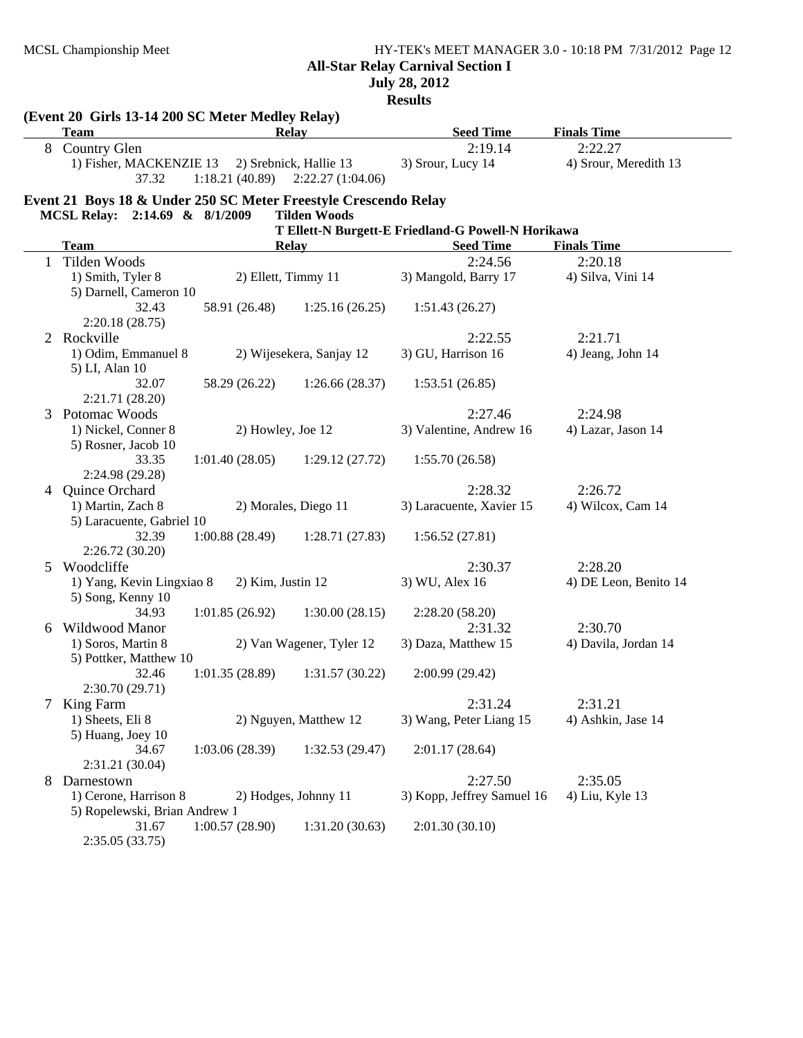**All-Star Relay Carnival Section I**
**July 28, 2012**
**Results**

### (Event 20 Girls 13-14 200 SC Meter Medley Relay)

| | Team | Relay | | Seed Time | Finals Time |
|---|---|---|---|---|---|
| 8 | Country Glen | | | 2:19.14 | 2:22.27 |
| | 1) Fisher, MACKENZIE 13 | 2) Srebnick, Hallie 13 | 3) Srour, Lucy 14 | 4) Srour, Meredith 13 | |
| | 37.32 | 1:18.21 (40.89) | 2:22.27 (1:04.06) | | |

### Event 21 Boys 18 & Under 250 SC Meter Freestyle Crescendo Relay

**MCSL Relay: 2:14.69 & 8/1/2009 Tilden Woods**
**T Ellett-N Burgett-E Friedland-G Powell-N Horikawa**

| | Team | Relay | | Seed Time | Finals Time |
|---|---|---|---|---|---|
| 1 | Tilden Woods | | | 2:24.56 | 2:20.18 |
| | 1) Smith, Tyler 8 | 2) Ellett, Timmy 11 | 3) Mangold, Barry 17 | 4) Silva, Vini 14 | |
| | 5) Darnell, Cameron 10 | | | | |
| | 32.43 | 58.91 (26.48) | 1:25.16 (26.25) | 1:51.43 (26.27) | |
| | 2:20.18 (28.75) | | | | |
| 2 | Rockville | | | 2:22.55 | 2:21.71 |
| | 1) Odim, Emmanuel 8 | 2) Wijesekera, Sanjay 12 | 3) GU, Harrison 16 | 4) Jeang, John 14 | |
| | 5) LI, Alan 10 | | | | |
| | 32.07 | 58.29 (26.22) | 1:26.66 (28.37) | 1:53.51 (26.85) | |
| | 2:21.71 (28.20) | | | | |
| 3 | Potomac Woods | | | 2:27.46 | 2:24.98 |
| | 1) Nickel, Conner 8 | 2) Howley, Joe 12 | 3) Valentine, Andrew 16 | 4) Lazar, Jason 14 | |
| | 5) Rosner, Jacob 10 | | | | |
| | 33.35 | 1:01.40 (28.05) | 1:29.12 (27.72) | 1:55.70 (26.58) | |
| | 2:24.98 (29.28) | | | | |
| 4 | Quince Orchard | | | 2:28.32 | 2:26.72 |
| | 1) Martin, Zach 8 | 2) Morales, Diego 11 | 3) Laracuente, Xavier 15 | 4) Wilcox, Cam 14 | |
| | 5) Laracuente, Gabriel 10 | | | | |
| | 32.39 | 1:00.88 (28.49) | 1:28.71 (27.83) | 1:56.52 (27.81) | |
| | 2:26.72 (30.20) | | | | |
| 5 | Woodcliffe | | | 2:30.37 | 2:28.20 |
| | 1) Yang, Kevin Lingxiao 8 | 2) Kim, Justin 12 | 3) WU, Alex 16 | 4) DE Leon, Benito 14 | |
| | 5) Song, Kenny 10 | | | | |
| | 34.93 | 1:01.85 (26.92) | 1:30.00 (28.15) | 2:28.20 (58.20) | |
| 6 | Wildwood Manor | | | 2:31.32 | 2:30.70 |
| | 1) Soros, Martin 8 | 2) Van Wagener, Tyler 12 | 3) Daza, Matthew 15 | 4) Davila, Jordan 14 | |
| | 5) Pottker, Matthew 10 | | | | |
| | 32.46 | 1:01.35 (28.89) | 1:31.57 (30.22) | 2:00.99 (29.42) | |
| | 2:30.70 (29.71) | | | | |
| 7 | King Farm | | | 2:31.24 | 2:31.21 |
| | 1) Sheets, Eli 8 | 2) Nguyen, Matthew 12 | 3) Wang, Peter Liang 15 | 4) Ashkin, Jase 14 | |
| | 5) Huang, Joey 10 | | | | |
| | 34.67 | 1:03.06 (28.39) | 1:32.53 (29.47) | 2:01.17 (28.64) | |
| | 2:31.21 (30.04) | | | | |
| 8 | Darnestown | | | 2:27.50 | 2:35.05 |
| | 1) Cerone, Harrison 8 | 2) Hodges, Johnny 11 | 3) Kopp, Jeffrey Samuel 16 | 4) Liu, Kyle 13 | |
| | 5) Ropelewski, Brian Andrew 1 | | | | |
| | 31.67 | 1:00.57 (28.90) | 1:31.20 (30.63) | 2:01.30 (30.10) | |
| | 2:35.05 (33.75) | | | | |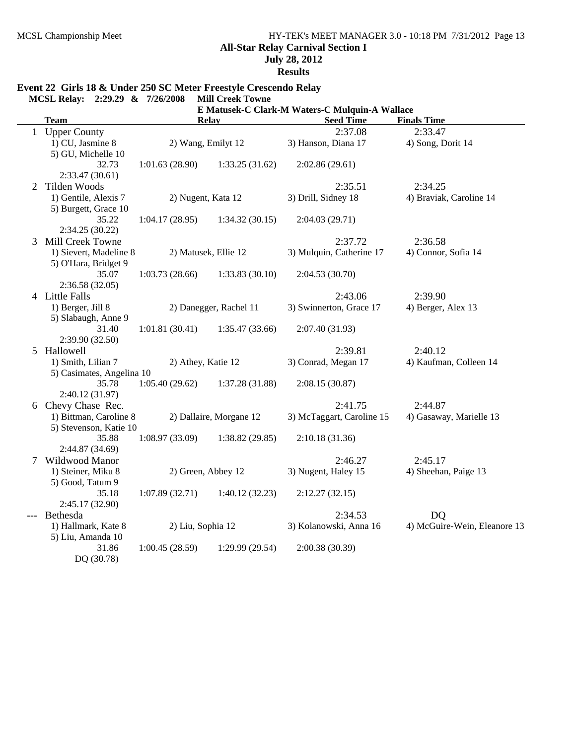## All-Star Relay Carnival Section I

**July 28, 2012**

**Results**

### Event 22 Girls 18 & Under 250 SC Meter Freestyle Crescendo Relay

**MCSL Relay: 2:29.29 & 7/26/2008 Mill Creek Towne**
**E Matusek-C Clark-M Waters-C Mulquin-A Wallace**

| | Team | Relay | | Seed Time | Finals Time |
|---|---|---|---|---|---|
| 1 | Upper County | | | 2:37.08 | 2:33.47 |
| | 1) CU, Jasmine 8 | 2) Wang, Emilyt 12 | | 3) Hanson, Diana 17 | 4) Song, Dorit 14 |
| | 5) GU, Michelle 10 | | | | |
| | 32.73 | 1:01.63 (28.90) | 1:33.25 (31.62) | 2:02.86 (29.61) | |
| | 2:33.47 (30.61) | | | | |
| 2 | Tilden Woods | | | 2:35.51 | 2:34.25 |
| | 1) Gentile, Alexis 7 | 2) Nugent, Kata 12 | | 3) Drill, Sidney 18 | 4) Braviak, Caroline 14 |
| | 5) Burgett, Grace 10 | | | | |
| | 35.22 | 1:04.17 (28.95) | 1:34.32 (30.15) | 2:04.03 (29.71) | |
| | 2:34.25 (30.22) | | | | |
| 3 | Mill Creek Towne | | | 2:37.72 | 2:36.58 |
| | 1) Sievert, Madeline 8 | 2) Matusek, Ellie 12 | | 3) Mulquin, Catherine 17 | 4) Connor, Sofia 14 |
| | 5) O'Hara, Bridget 9 | | | | |
| | 35.07 | 1:03.73 (28.66) | 1:33.83 (30.10) | 2:04.53 (30.70) | |
| | 2:36.58 (32.05) | | | | |
| 4 | Little Falls | | | 2:43.06 | 2:39.90 |
| | 1) Berger, Jill 8 | 2) Danegger, Rachel 11 | | 3) Swinnerton, Grace 17 | 4) Berger, Alex 13 |
| | 5) Slabaugh, Anne 9 | | | | |
| | 31.40 | 1:01.81 (30.41) | 1:35.47 (33.66) | 2:07.40 (31.93) | |
| | 2:39.90 (32.50) | | | | |
| 5 | Hallowell | | | 2:39.81 | 2:40.12 |
| | 1) Smith, Lilian 7 | 2) Athey, Katie 12 | | 3) Conrad, Megan 17 | 4) Kaufman, Colleen 14 |
| | 5) Casimates, Angelina 10 | | | | |
| | 35.78 | 1:05.40 (29.62) | 1:37.28 (31.88) | 2:08.15 (30.87) | |
| | 2:40.12 (31.97) | | | | |
| 6 | Chevy Chase Rec. | | | 2:41.75 | 2:44.87 |
| | 1) Bittman, Caroline 8 | 2) Dallaire, Morgane 12 | | 3) McTaggart, Caroline 15 | 4) Gasaway, Marielle 13 |
| | 5) Stevenson, Katie 10 | | | | |
| | 35.88 | 1:08.97 (33.09) | 1:38.82 (29.85) | 2:10.18 (31.36) | |
| | 2:44.87 (34.69) | | | | |
| 7 | Wildwood Manor | | | 2:46.27 | 2:45.17 |
| | 1) Steiner, Miku 8 | 2) Green, Abbey 12 | | 3) Nugent, Haley 15 | 4) Sheehan, Paige 13 |
| | 5) Good, Tatum 9 | | | | |
| | 35.18 | 1:07.89 (32.71) | 1:40.12 (32.23) | 2:12.27 (32.15) | |
| | 2:45.17 (32.90) | | | | |
| --- | Bethesda | | | 2:34.53 | DQ |
| | 1) Hallmark, Kate 8 | 2) Liu, Sophia 12 | | 3) Kolanowski, Anna 16 | 4) McGuire-Wein, Eleanore 13 |
| | 5) Liu, Amanda 10 | | | | |
| | 31.86 | 1:00.45 (28.59) | 1:29.99 (29.54) | 2:00.38 (30.39) | |
| | DQ (30.78) | | | | |